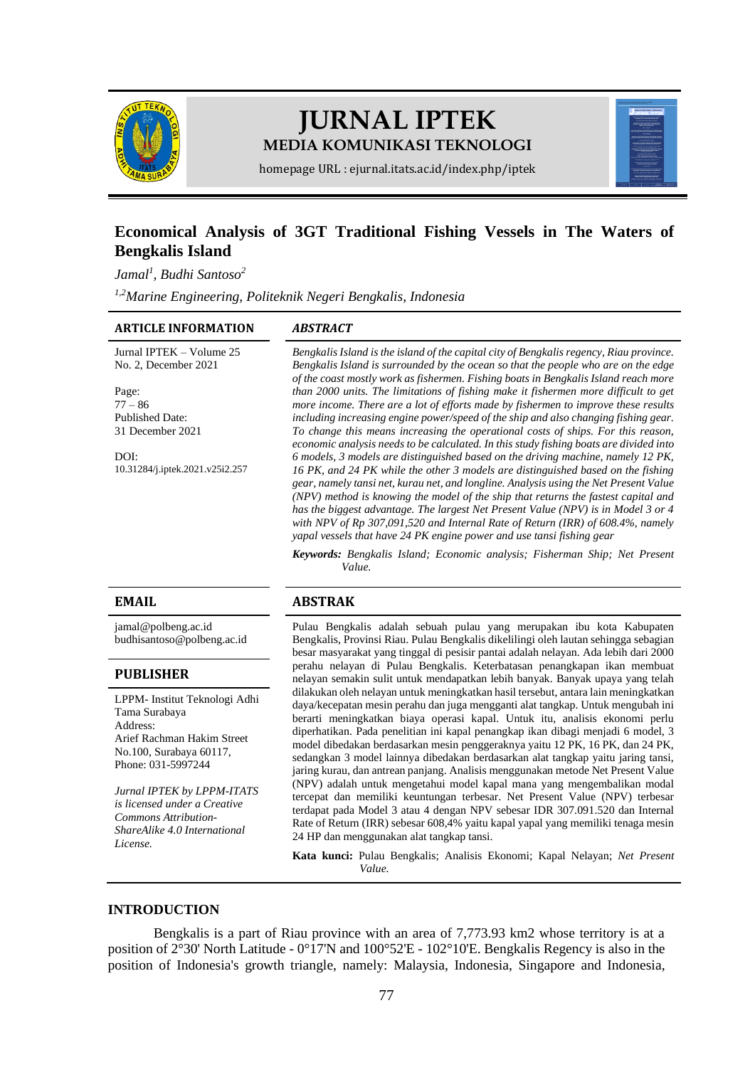# JURNAL IPTEK

**MEDIA KOMUNIKASI TEKNOLOGI**

homepage URL : ejurnal.itats.ac.id/index.php/iptek

# Economical Analysis of 3GT Traditional Fishing Vessels in The Waters of Bengkalis Island

*Jamal[1], Budhi Santoso[2]*

*[1,2]Marine Engineering, Politeknik Negeri Bengkalis, Indonesia*

## ARTICLE INFORMATION

Jurnal IPTEK – Volume 25 No. 2, December 2021

Page:
77 – 86

Published Date:
31 December 2021

DOI:
10.31284/j.iptek.2021.v25i2.257

## ABSTRACT

*Bengkalis Island is the island of the capital city of Bengkalis regency, Riau province. Bengkalis Island is surrounded by the ocean so that the people who are on the edge of the coast mostly work as fishermen. Fishing boats in Bengkalis Island reach more than 2000 units. The limitations of fishing make it fishermen more difficult to get more income. There are a lot of efforts made by fishermen to improve these results including increasing engine power/speed of the ship and also changing fishing gear. To change this means increasing the operational costs of ships. For this reason, economic analysis needs to be calculated. In this study fishing boats are divided into 6 models, 3 models are distinguished based on the driving machine, namely 12 PK, 16 PK, and 24 PK while the other 3 models are distinguished based on the fishing gear, namely tansi net, kurau net, and longline. Analysis using the Net Present Value (NPV) method is knowing the model of the ship that returns the fastest capital and has the biggest advantage. The largest Net Present Value (NPV) is in Model 3 or 4 with NPV of Rp 307,091,520 and Internal Rate of Return (IRR) of 608.4%, namely yapal vessels that have 24 PK engine power and use tansi fishing gear*

***Keywords:*** *Bengkalis Island; Economic analysis; Fisherman Ship; Net Present Value.*

## EMAIL

jamal@polbeng.ac.id
budhisantoso@polbeng.ac.id

## PUBLISHER

LPPM- Institut Teknologi Adhi Tama Surabaya
Address:
Arief Rachman Hakim Street No.100, Surabaya 60117,
Phone: 031-5997244

*Jurnal IPTEK by LPPM-ITATS is licensed under a Creative Commons Attribution-ShareAlike 4.0 International License.*

## ABSTRAK

Pulau Bengkalis adalah sebuah pulau yang merupakan ibu kota Kabupaten Bengkalis, Provinsi Riau. Pulau Bengkalis dikelilingi oleh lautan sehingga sebagian besar masyarakat yang tinggal di pesisir pantai adalah nelayan. Ada lebih dari 2000 perahu nelayan di Pulau Bengkalis. Keterbatasan penangkapan ikan membuat nelayan semakin sulit untuk mendapatkan lebih banyak. Banyak upaya yang telah dilakukan oleh nelayan untuk meningkatkan hasil tersebut, antara lain meningkatkan daya/kecepatan mesin perahu dan juga mengganti alat tangkap. Untuk mengubah ini berarti meningkatkan biaya operasi kapal. Untuk itu, analisis ekonomi perlu diperhatikan. Pada penelitian ini kapal penangkap ikan dibagi menjadi 6 model, 3 model dibedakan berdasarkan mesin penggeraknya yaitu 12 PK, 16 PK, dan 24 PK, sedangkan 3 model lainnya dibedakan berdasarkan alat tangkap yaitu jaring tansi, jaring kurau, dan antrean panjang. Analisis menggunakan metode Net Present Value (NPV) adalah untuk mengetahui model kapal mana yang mengembalikan modal tercepat dan memiliki keuntungan terbesar. Net Present Value (NPV) terbesar terdapat pada Model 3 atau 4 dengan NPV sebesar IDR 307.091.520 dan Internal Rate of Return (IRR) sebesar 608,4% yaitu kapal yapal yang memiliki tenaga mesin 24 HP dan menggunakan alat tangkap tansi.

**Kata kunci:** Pulau Bengkalis; Analisis Ekonomi; Kapal Nelayan; *Net Present Value.*

## INTRODUCTION

Bengkalis is a part of Riau province with an area of 7,773.93 km2 whose territory is at a position of 2°30' North Latitude - 0°17'N and 100°52'E - 102°10'E. Bengkalis Regency is also in the position of Indonesia's growth triangle, namely: Malaysia, Indonesia, Singapore and Indonesia,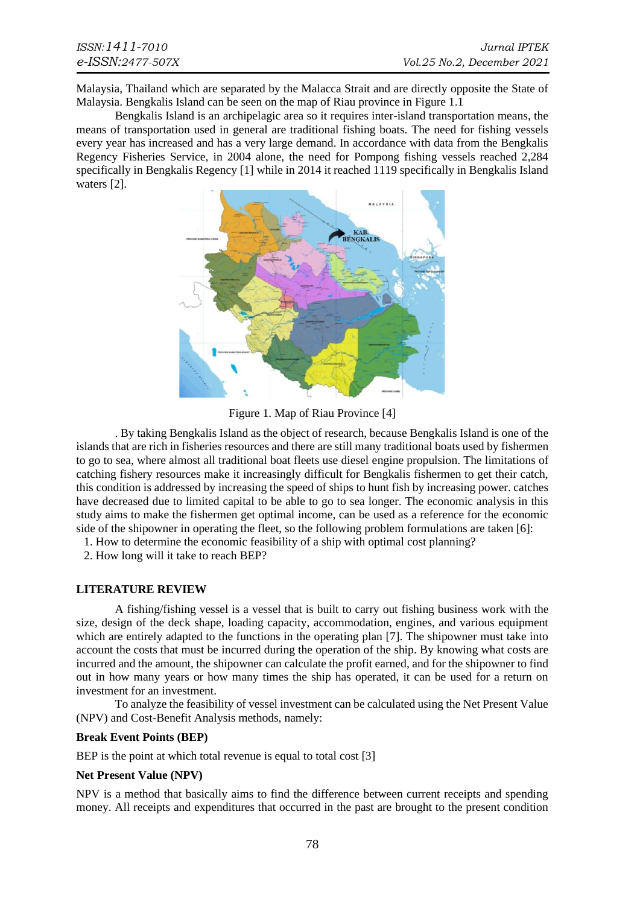Malaysia, Thailand which are separated by the Malacca Strait and are directly opposite the State of Malaysia. Bengkalis Island can be seen on the map of Riau province in Figure 1.1

Bengkalis Island is an archipelagic area so it requires inter-island transportation means, the means of transportation used in general are traditional fishing boats. The need for fishing vessels every year has increased and has a very large demand. In accordance with data from the Bengkalis Regency Fisheries Service, in 2004 alone, the need for Pompong fishing vessels reached 2,284 specifically in Bengkalis Regency [1] while in 2014 it reached 1119 specifically in Bengkalis Island waters [2].

Figure 1. Map of Riau Province [4]

. By taking Bengkalis Island as the object of research, because Bengkalis Island is one of the islands that are rich in fisheries resources and there are still many traditional boats used by fishermen to go to sea, where almost all traditional boat fleets use diesel engine propulsion. The limitations of catching fishery resources make it increasingly difficult for Bengkalis fishermen to get their catch, this condition is addressed by increasing the speed of ships to hunt fish by increasing power. catches have decreased due to limited capital to be able to go to sea longer. The economic analysis in this study aims to make the fishermen get optimal income, can be used as a reference for the economic side of the shipowner in operating the fleet, so the following problem formulations are taken [6]:

1. How to determine the economic feasibility of a ship with optimal cost planning?
2. How long will it take to reach BEP?

## LITERATURE REVIEW

A fishing/fishing vessel is a vessel that is built to carry out fishing business work with the size, design of the deck shape, loading capacity, accommodation, engines, and various equipment which are entirely adapted to the functions in the operating plan [7]. The shipowner must take into account the costs that must be incurred during the operation of the ship. By knowing what costs are incurred and the amount, the shipowner can calculate the profit earned, and for the shipowner to find out in how many years or how many times the ship has operated, it can be used for a return on investment for an investment.

To analyze the feasibility of vessel investment can be calculated using the Net Present Value (NPV) and Cost-Benefit Analysis methods, namely:

### Break Event Points (BEP)

BEP is the point at which total revenue is equal to total cost [3]

### Net Present Value (NPV)

NPV is a method that basically aims to find the difference between current receipts and spending money. All receipts and expenditures that occurred in the past are brought to the present condition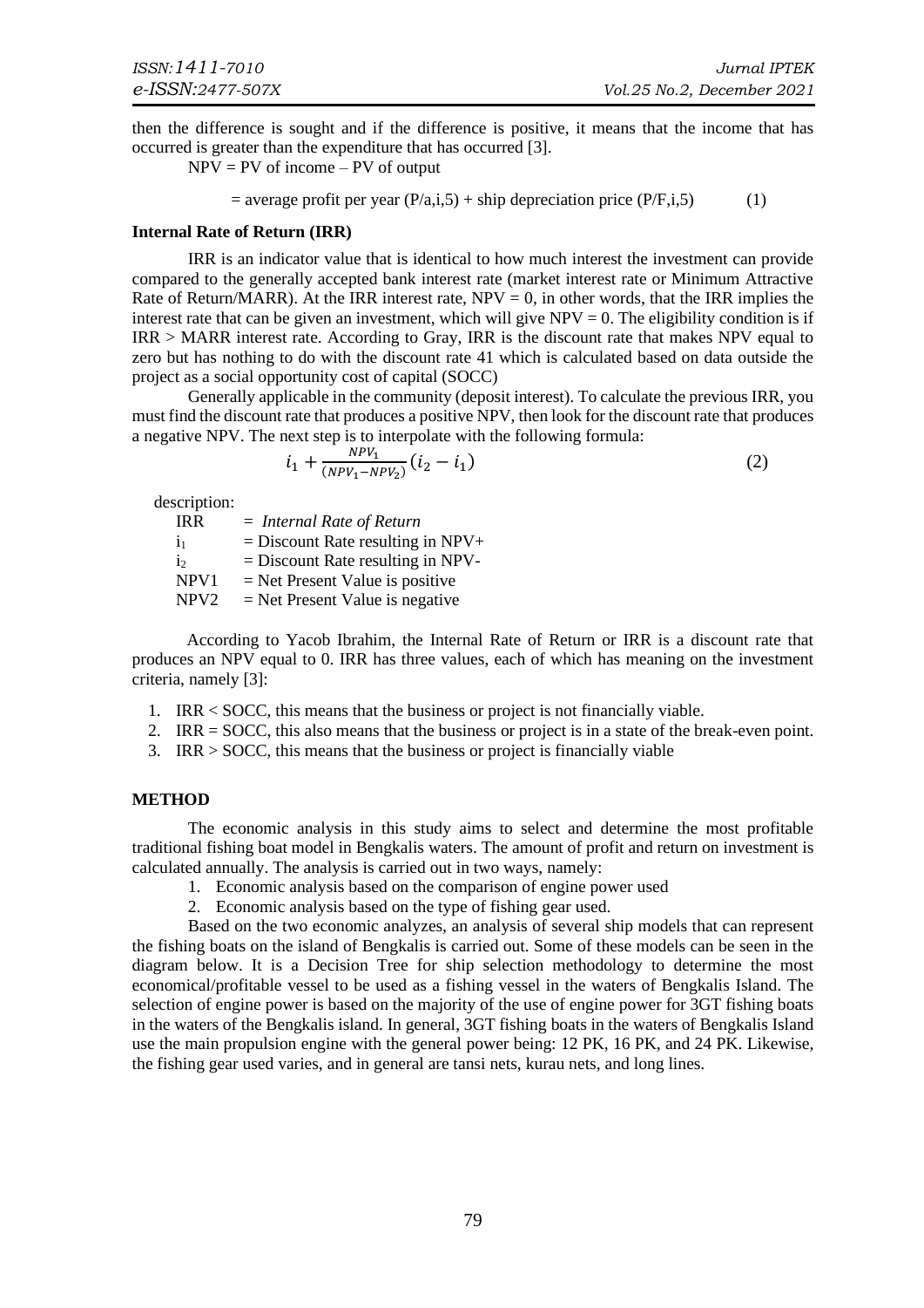then the difference is sought and if the difference is positive, it means that the income that has occurred is greater than the expenditure that has occurred [3].

NPV = PV of income – PV of output

= average profit per year (P/a,i,5) + ship depreciation price (P/F,i,5)    (1)

### Internal Rate of Return (IRR)

IRR is an indicator value that is identical to how much interest the investment can provide compared to the generally accepted bank interest rate (market interest rate or Minimum Attractive Rate of Return/MARR). At the IRR interest rate, NPV = 0, in other words, that the IRR implies the interest rate that can be given an investment, which will give NPV = 0. The eligibility condition is if IRR > MARR interest rate. According to Gray, IRR is the discount rate that makes NPV equal to zero but has nothing to do with the discount rate 41 which is calculated based on data outside the project as a social opportunity cost of capital (SOCC)

Generally applicable in the community (deposit interest). To calculate the previous IRR, you must find the discount rate that produces a positive NPV, then look for the discount rate that produces a negative NPV. The next step is to interpolate with the following formula:

$$i_1 + \frac{NPV_1}{(NPV_1 - NPV_2)}(i_2 - i_1) \tag{2}$$

description:

IRR = *Internal Rate of Return*
$i_1$ = Discount Rate resulting in NPV+
$i_2$ = Discount Rate resulting in NPV-
NPV1 = Net Present Value is positive
NPV2 = Net Present Value is negative

According to Yacob Ibrahim, the Internal Rate of Return or IRR is a discount rate that produces an NPV equal to 0. IRR has three values, each of which has meaning on the investment criteria, namely [3]:

1. IRR < SOCC, this means that the business or project is not financially viable.
2. IRR = SOCC, this also means that the business or project is in a state of the break-even point.
3. IRR > SOCC, this means that the business or project is financially viable

## METHOD

The economic analysis in this study aims to select and determine the most profitable traditional fishing boat model in Bengkalis waters. The amount of profit and return on investment is calculated annually. The analysis is carried out in two ways, namely:

1. Economic analysis based on the comparison of engine power used
2. Economic analysis based on the type of fishing gear used.

Based on the two economic analyzes, an analysis of several ship models that can represent the fishing boats on the island of Bengkalis is carried out. Some of these models can be seen in the diagram below. It is a Decision Tree for ship selection methodology to determine the most economical/profitable vessel to be used as a fishing vessel in the waters of Bengkalis Island. The selection of engine power is based on the majority of the use of engine power for 3GT fishing boats in the waters of the Bengkalis island. In general, 3GT fishing boats in the waters of Bengkalis Island use the main propulsion engine with the general power being: 12 PK, 16 PK, and 24 PK. Likewise, the fishing gear used varies, and in general are tansi nets, kurau nets, and long lines.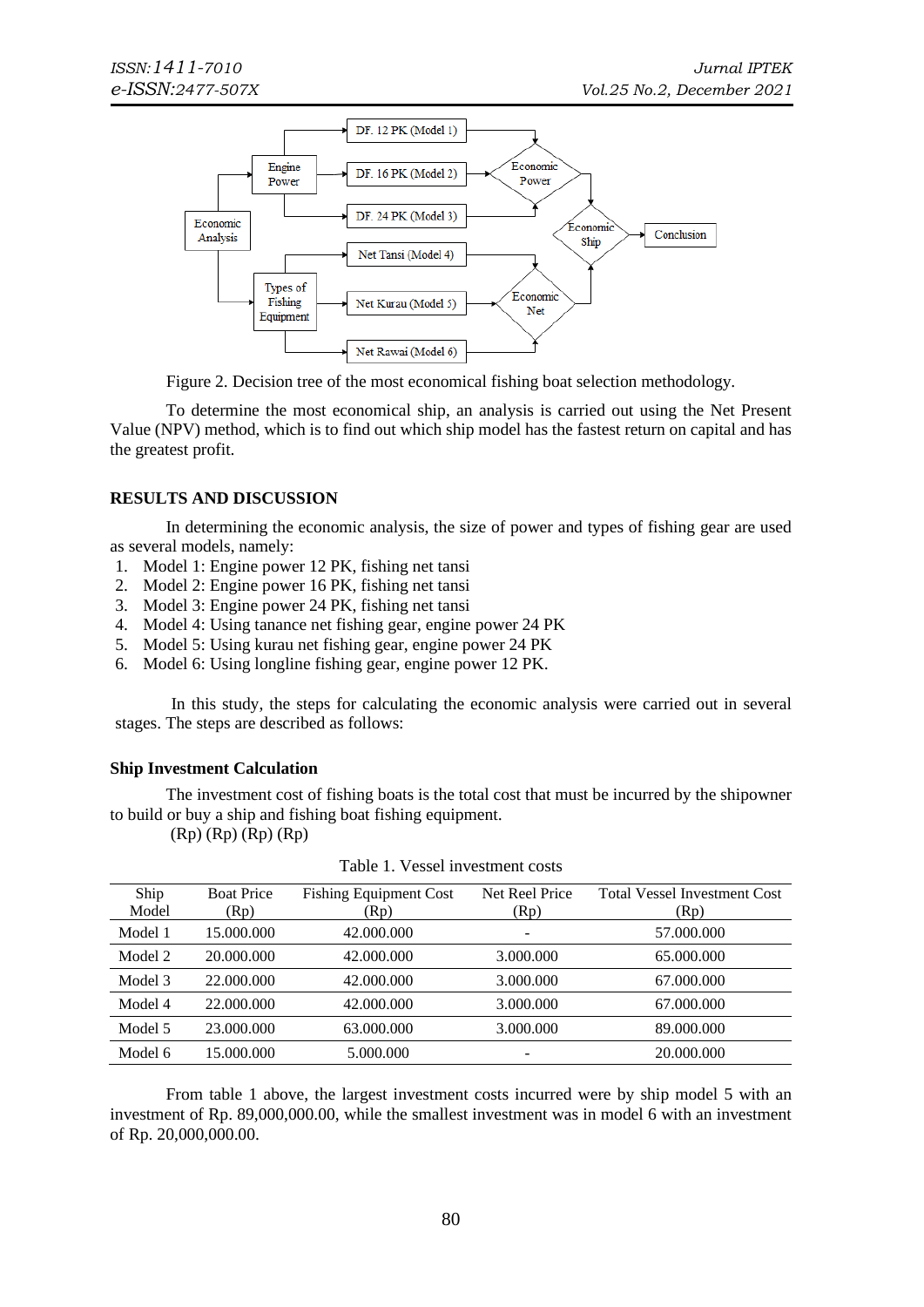Figure 2. Decision tree of the most economical fishing boat selection methodology.

To determine the most economical ship, an analysis is carried out using the Net Present Value (NPV) method, which is to find out which ship model has the fastest return on capital and has the greatest profit.

## RESULTS AND DISCUSSION

In determining the economic analysis, the size of power and types of fishing gear are used as several models, namely:

1. Model 1: Engine power 12 PK, fishing net tansi
2. Model 2: Engine power 16 PK, fishing net tansi
3. Model 3: Engine power 24 PK, fishing net tansi
4. Model 4: Using tanance net fishing gear, engine power 24 PK
5. Model 5: Using kurau net fishing gear, engine power 24 PK
6. Model 6: Using longline fishing gear, engine power 12 PK.

In this study, the steps for calculating the economic analysis were carried out in several stages. The steps are described as follows:

### Ship Investment Calculation

The investment cost of fishing boats is the total cost that must be incurred by the shipowner to build or buy a ship and fishing boat fishing equipment.

(Rp) (Rp) (Rp) (Rp)

Table 1. Vessel investment costs

| Ship Model | Boat Price (Rp) | Fishing Equipment Cost (Rp) | Net Reel Price (Rp) | Total Vessel Investment Cost (Rp) |
|---|---|---|---|---|
| Model 1 | 15.000.000 | 42.000.000 | - | 57.000.000 |
| Model 2 | 20.000.000 | 42.000.000 | 3.000.000 | 65.000.000 |
| Model 3 | 22.000.000 | 42.000.000 | 3.000.000 | 67.000.000 |
| Model 4 | 22.000.000 | 42.000.000 | 3.000.000 | 67.000.000 |
| Model 5 | 23.000.000 | 63.000.000 | 3.000.000 | 89.000.000 |
| Model 6 | 15.000.000 | 5.000.000 | - | 20.000.000 |

From table 1 above, the largest investment costs incurred were by ship model 5 with an investment of Rp. 89,000,000.00, while the smallest investment was in model 6 with an investment of Rp. 20,000,000.00.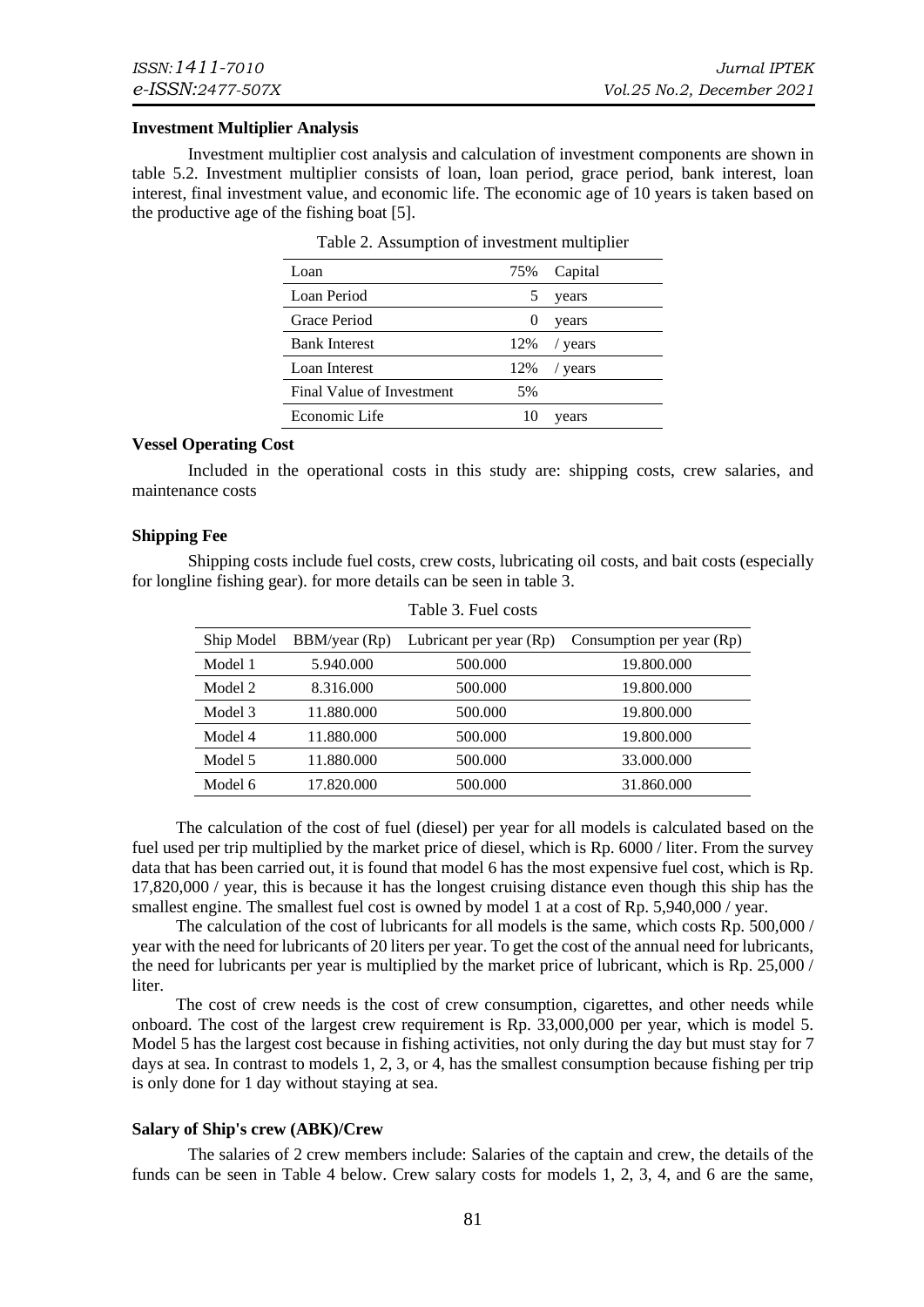**Investment Multiplier Analysis**

Investment multiplier cost analysis and calculation of investment components are shown in table 5.2. Investment multiplier consists of loan, loan period, grace period, bank interest, loan interest, final investment value, and economic life. The economic age of 10 years is taken based on the productive age of the fishing boat [5].

Table 2. Assumption of investment multiplier

| | | |
|---|---|---|
| Loan | 75% | Capital |
| Loan Period | 5 | years |
| Grace Period | 0 | years |
| Bank Interest | 12% | / years |
| Loan Interest | 12% | / years |
| Final Value of Investment | 5% | |
| Economic Life | 10 | years |

**Vessel Operating Cost**

Included in the operational costs in this study are: shipping costs, crew salaries, and maintenance costs

**Shipping Fee**

Shipping costs include fuel costs, crew costs, lubricating oil costs, and bait costs (especially for longline fishing gear). for more details can be seen in table 3.

Table 3. Fuel costs

| Ship Model | BBM/year (Rp) | Lubricant per year (Rp) | Consumption per year (Rp) |
|---|---|---|---|
| Model 1 | 5.940.000 | 500.000 | 19.800.000 |
| Model 2 | 8.316.000 | 500.000 | 19.800.000 |
| Model 3 | 11.880.000 | 500.000 | 19.800.000 |
| Model 4 | 11.880.000 | 500.000 | 19.800.000 |
| Model 5 | 11.880.000 | 500.000 | 33.000.000 |
| Model 6 | 17.820.000 | 500.000 | 31.860.000 |

The calculation of the cost of fuel (diesel) per year for all models is calculated based on the fuel used per trip multiplied by the market price of diesel, which is Rp. 6000 / liter. From the survey data that has been carried out, it is found that model 6 has the most expensive fuel cost, which is Rp. 17,820,000 / year, this is because it has the longest cruising distance even though this ship has the smallest engine. The smallest fuel cost is owned by model 1 at a cost of Rp. 5,940,000 / year.

The calculation of the cost of lubricants for all models is the same, which costs Rp. 500,000 / year with the need for lubricants of 20 liters per year. To get the cost of the annual need for lubricants, the need for lubricants per year is multiplied by the market price of lubricant, which is Rp. 25,000 / liter.

The cost of crew needs is the cost of crew consumption, cigarettes, and other needs while onboard. The cost of the largest crew requirement is Rp. 33,000,000 per year, which is model 5. Model 5 has the largest cost because in fishing activities, not only during the day but must stay for 7 days at sea. In contrast to models 1, 2, 3, or 4, has the smallest consumption because fishing per trip is only done for 1 day without staying at sea.

**Salary of Ship's crew (ABK)/Crew**

The salaries of 2 crew members include: Salaries of the captain and crew, the details of the funds can be seen in Table 4 below. Crew salary costs for models 1, 2, 3, 4, and 6 are the same,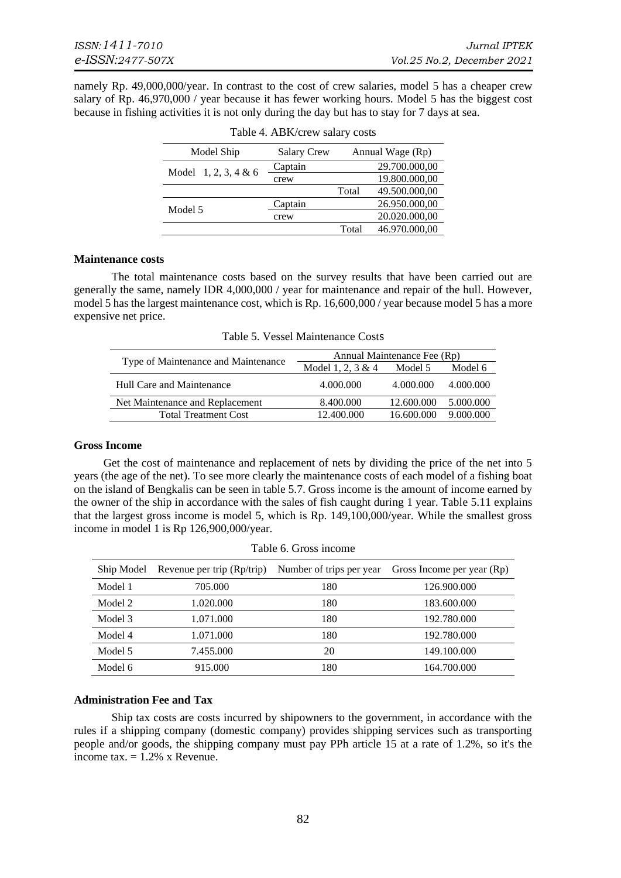namely Rp. 49,000,000/year. In contrast to the cost of crew salaries, model 5 has a cheaper crew salary of Rp. 46,970,000 / year because it has fewer working hours. Model 5 has the biggest cost because in fishing activities it is not only during the day but has to stay for 7 days at sea.

Table 4. ABK/crew salary costs

| Model Ship | Salary Crew | | Annual Wage (Rp) |
|---|---|---|---|
| Model 1, 2, 3, 4 & 6 | Captain | | 29.700.000,00 |
| | crew | | 19.800.000,00 |
| | | Total | 49.500.000,00 |
| Model 5 | Captain | | 26.950.000,00 |
| | crew | | 20.020.000,00 |
| | | Total | 46.970.000,00 |

**Maintenance costs**

The total maintenance costs based on the survey results that have been carried out are generally the same, namely IDR 4,000,000 / year for maintenance and repair of the hull. However, model 5 has the largest maintenance cost, which is Rp. 16,600,000 / year because model 5 has a more expensive net price.

Table 5. Vessel Maintenance Costs

| Type of Maintenance and Maintenance | Annual Maintenance Fee (Rp) | | |
|---|---|---|---|
| | Model 1, 2, 3 & 4 | Model 5 | Model 6 |
| Hull Care and Maintenance | 4.000.000 | 4.000.000 | 4.000.000 |
| Net Maintenance and Replacement | 8.400.000 | 12.600.000 | 5.000.000 |
| Total Treatment Cost | 12.400.000 | 16.600.000 | 9.000.000 |

**Gross Income**

Get the cost of maintenance and replacement of nets by dividing the price of the net into 5 years (the age of the net). To see more clearly the maintenance costs of each model of a fishing boat on the island of Bengkalis can be seen in table 5.7. Gross income is the amount of income earned by the owner of the ship in accordance with the sales of fish caught during 1 year. Table 5.11 explains that the largest gross income is model 5, which is Rp. 149,100,000/year. While the smallest gross income in model 1 is Rp 126,900,000/year.

Table 6. Gross income

| Ship Model | Revenue per trip (Rp/trip) | Number of trips per year | Gross Income per year (Rp) |
|---|---|---|---|
| Model 1 | 705.000 | 180 | 126.900.000 |
| Model 2 | 1.020.000 | 180 | 183.600.000 |
| Model 3 | 1.071.000 | 180 | 192.780.000 |
| Model 4 | 1.071.000 | 180 | 192.780.000 |
| Model 5 | 7.455.000 | 20 | 149.100.000 |
| Model 6 | 915.000 | 180 | 164.700.000 |

**Administration Fee and Tax**

Ship tax costs are costs incurred by shipowners to the government, in accordance with the rules if a shipping company (domestic company) provides shipping services such as transporting people and/or goods, the shipping company must pay PPh article 15 at a rate of 1.2%, so it's the income tax. = 1.2% x Revenue.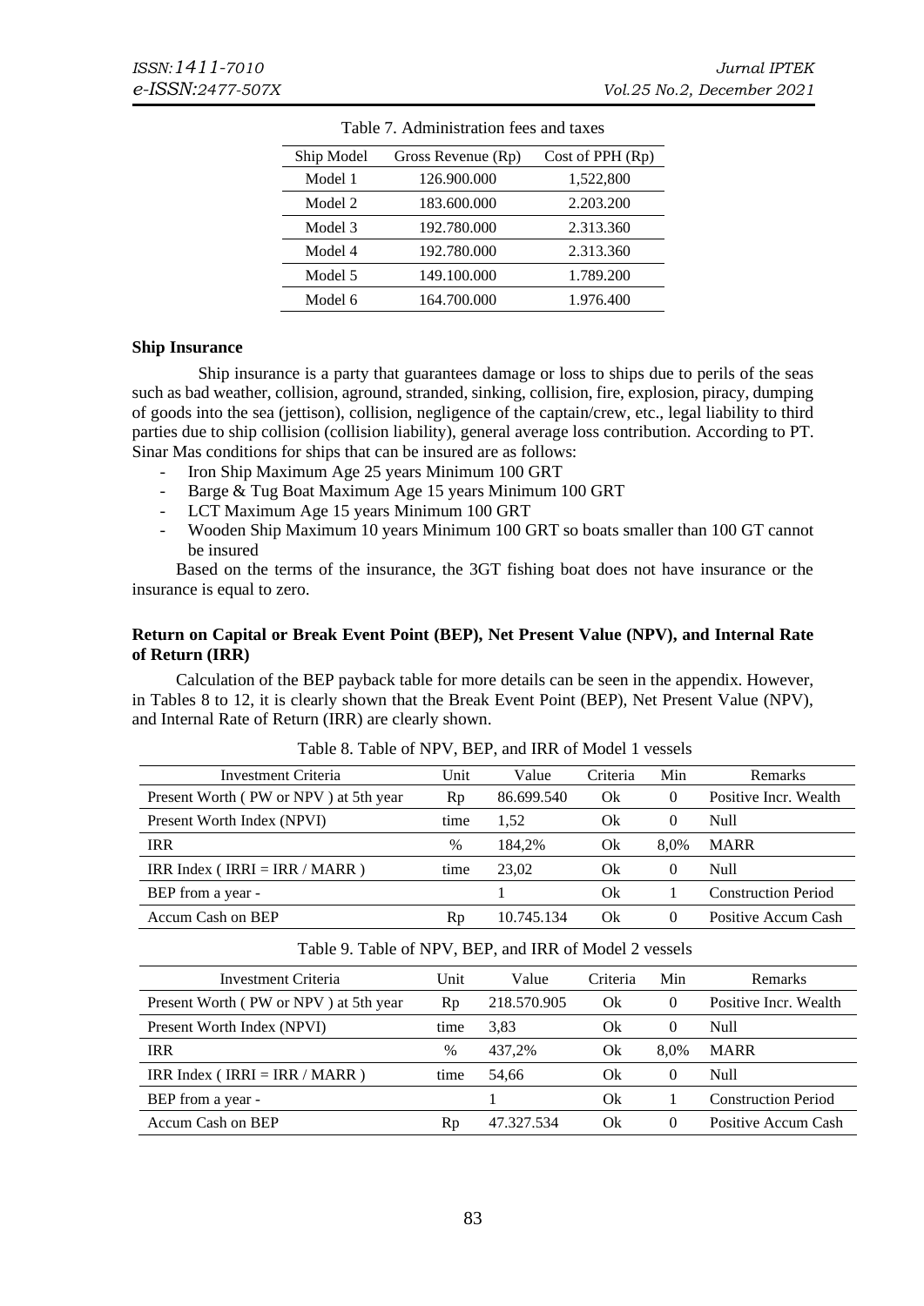Table 7. Administration fees and taxes

| Ship Model | Gross Revenue (Rp) | Cost of PPH (Rp) |
|---|---|---|
| Model 1 | 126.900.000 | 1,522,800 |
| Model 2 | 183.600.000 | 2.203.200 |
| Model 3 | 192.780.000 | 2.313.360 |
| Model 4 | 192.780.000 | 2.313.360 |
| Model 5 | 149.100.000 | 1.789.200 |
| Model 6 | 164.700.000 | 1.976.400 |

**Ship Insurance**

Ship insurance is a party that guarantees damage or loss to ships due to perils of the seas such as bad weather, collision, aground, stranded, sinking, collision, fire, explosion, piracy, dumping of goods into the sea (jettison), collision, negligence of the captain/crew, etc., legal liability to third parties due to ship collision (collision liability), general average loss contribution. According to PT. Sinar Mas conditions for ships that can be insured are as follows:

- Iron Ship Maximum Age 25 years Minimum 100 GRT
- Barge & Tug Boat Maximum Age 15 years Minimum 100 GRT
- LCT Maximum Age 15 years Minimum 100 GRT
- Wooden Ship Maximum 10 years Minimum 100 GRT so boats smaller than 100 GT cannot be insured

Based on the terms of the insurance, the 3GT fishing boat does not have insurance or the insurance is equal to zero.

**Return on Capital or Break Event Point (BEP), Net Present Value (NPV), and Internal Rate of Return (IRR)**

Calculation of the BEP payback table for more details can be seen in the appendix. However, in Tables 8 to 12, it is clearly shown that the Break Event Point (BEP), Net Present Value (NPV), and Internal Rate of Return (IRR) are clearly shown.

Table 8. Table of NPV, BEP, and IRR of Model 1 vessels

| Investment Criteria | Unit | Value | Criteria | Min | Remarks |
|---|---|---|---|---|---|
| Present Worth ( PW or NPV ) at 5th year | Rp | 86.699.540 | Ok | 0 | Positive Incr. Wealth |
| Present Worth Index (NPVI) | time | 1,52 | Ok | 0 | Null |
| IRR | % | 184,2% | Ok | 8,0% | MARR |
| IRR Index ( IRRI = IRR / MARR ) | time | 23,02 | Ok | 0 | Null |
| BEP from a year - | | 1 | Ok | 1 | Construction Period |
| Accum Cash on BEP | Rp | 10.745.134 | Ok | 0 | Positive Accum Cash |

Table 9. Table of NPV, BEP, and IRR of Model 2 vessels

| Investment Criteria | Unit | Value | Criteria | Min | Remarks |
|---|---|---|---|---|---|
| Present Worth ( PW or NPV ) at 5th year | Rp | 218.570.905 | Ok | 0 | Positive Incr. Wealth |
| Present Worth Index (NPVI) | time | 3,83 | Ok | 0 | Null |
| IRR | % | 437,2% | Ok | 8,0% | MARR |
| IRR Index ( IRRI = IRR / MARR ) | time | 54,66 | Ok | 0 | Null |
| BEP from a year - | | 1 | Ok | 1 | Construction Period |
| Accum Cash on BEP | Rp | 47.327.534 | Ok | 0 | Positive Accum Cash |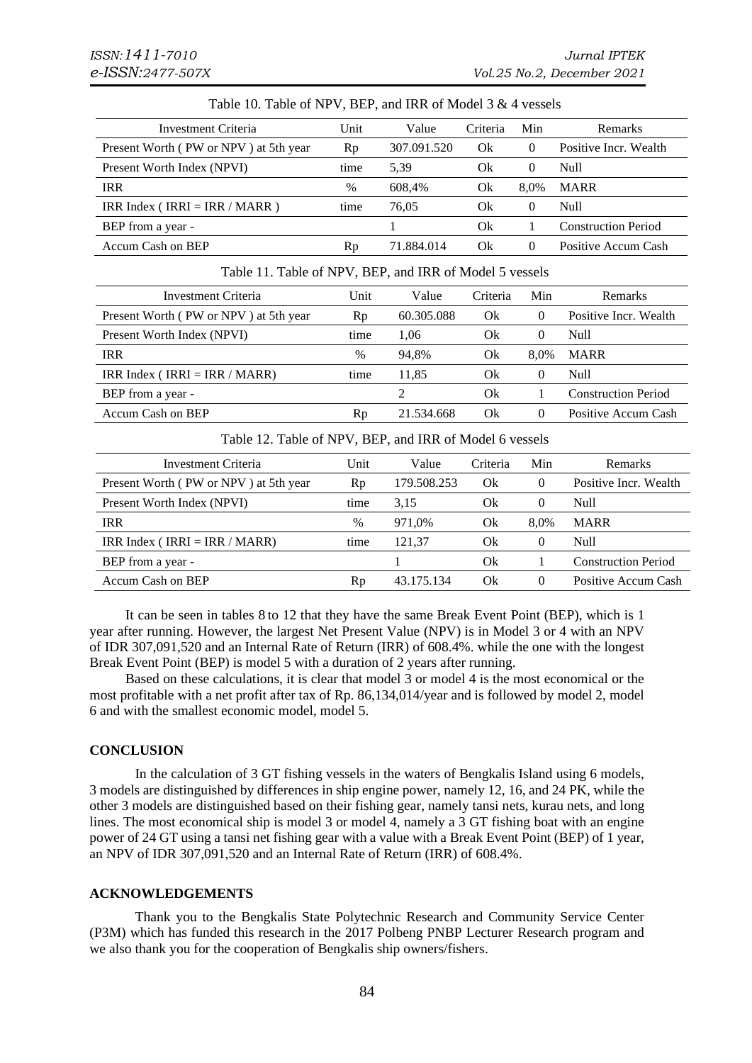Table 10. Table of NPV, BEP, and IRR of Model 3 & 4 vessels

| Investment Criteria | Unit | Value | Criteria | Min | Remarks |
|---|---|---|---|---|---|
| Present Worth ( PW or NPV ) at 5th year | Rp | 307.091.520 | Ok | 0 | Positive Incr. Wealth |
| Present Worth Index (NPVI) | time | 5,39 | Ok | 0 | Null |
| IRR | % | 608,4% | Ok | 8,0% | MARR |
| IRR Index ( IRRI = IRR / MARR ) | time | 76,05 | Ok | 0 | Null |
| BEP from a year - | | 1 | Ok | 1 | Construction Period |
| Accum Cash on BEP | Rp | 71.884.014 | Ok | 0 | Positive Accum Cash |

Table 11. Table of NPV, BEP, and IRR of Model 5 vessels

| Investment Criteria | Unit | Value | Criteria | Min | Remarks |
|---|---|---|---|---|---|
| Present Worth ( PW or NPV ) at 5th year | Rp | 60.305.088 | Ok | 0 | Positive Incr. Wealth |
| Present Worth Index (NPVI) | time | 1,06 | Ok | 0 | Null |
| IRR | % | 94,8% | Ok | 8,0% | MARR |
| IRR Index ( IRRI = IRR / MARR) | time | 11,85 | Ok | 0 | Null |
| BEP from a year - | | 2 | Ok | 1 | Construction Period |
| Accum Cash on BEP | Rp | 21.534.668 | Ok | 0 | Positive Accum Cash |

Table 12. Table of NPV, BEP, and IRR of Model 6 vessels

| Investment Criteria | Unit | Value | Criteria | Min | Remarks |
|---|---|---|---|---|---|
| Present Worth ( PW or NPV ) at 5th year | Rp | 179.508.253 | Ok | 0 | Positive Incr. Wealth |
| Present Worth Index (NPVI) | time | 3,15 | Ok | 0 | Null |
| IRR | % | 971,0% | Ok | 8,0% | MARR |
| IRR Index ( IRRI = IRR / MARR) | time | 121,37 | Ok | 0 | Null |
| BEP from a year - | | 1 | Ok | 1 | Construction Period |
| Accum Cash on BEP | Rp | 43.175.134 | Ok | 0 | Positive Accum Cash |

It can be seen in tables 8 to 12 that they have the same Break Event Point (BEP), which is 1 year after running. However, the largest Net Present Value (NPV) is in Model 3 or 4 with an NPV of IDR 307,091,520 and an Internal Rate of Return (IRR) of 608.4%. while the one with the longest Break Event Point (BEP) is model 5 with a duration of 2 years after running.

Based on these calculations, it is clear that model 3 or model 4 is the most economical or the most profitable with a net profit after tax of Rp. 86,134,014/year and is followed by model 2, model 6 and with the smallest economic model, model 5.

## CONCLUSION

In the calculation of 3 GT fishing vessels in the waters of Bengkalis Island using 6 models, 3 models are distinguished by differences in ship engine power, namely 12, 16, and 24 PK, while the other 3 models are distinguished based on their fishing gear, namely tansi nets, kurau nets, and long lines. The most economical ship is model 3 or model 4, namely a 3 GT fishing boat with an engine power of 24 GT using a tansi net fishing gear with a value with a Break Event Point (BEP) of 1 year, an NPV of IDR 307,091,520 and an Internal Rate of Return (IRR) of 608.4%.

## ACKNOWLEDGEMENTS

Thank you to the Bengkalis State Polytechnic Research and Community Service Center (P3M) which has funded this research in the 2017 Polbeng PNBP Lecturer Research program and we also thank you for the cooperation of Bengkalis ship owners/fishers.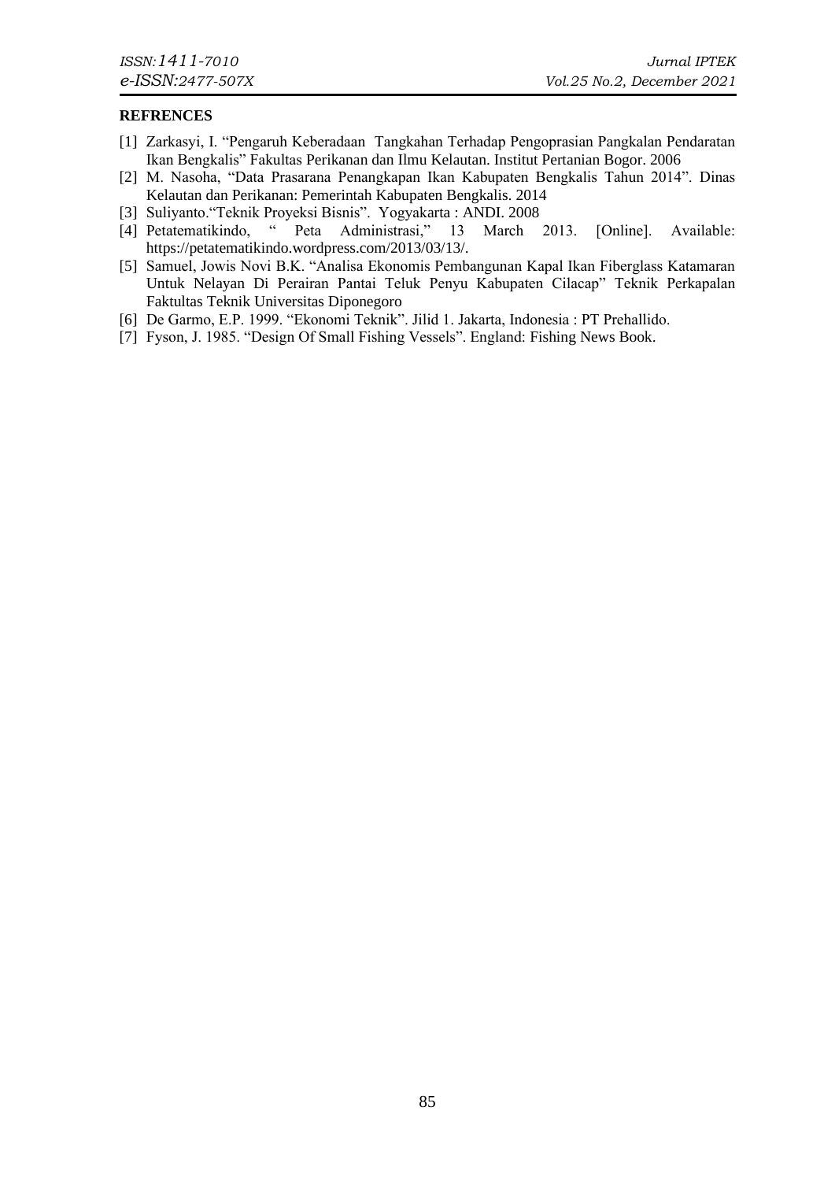**REFRENCES**

[1] Zarkasyi, I. "Pengaruh Keberadaan Tangkahan Terhadap Pengoprasian Pangkalan Pendaratan Ikan Bengkalis" Fakultas Perikanan dan Ilmu Kelautan. Institut Pertanian Bogor. 2006

[2] M. Nasoha, "Data Prasarana Penangkapan Ikan Kabupaten Bengkalis Tahun 2014". Dinas Kelautan dan Perikanan: Pemerintah Kabupaten Bengkalis. 2014

[3] Suliyanto."Teknik Proyeksi Bisnis". Yogyakarta : ANDI. 2008

[4] Petatematikindo, " Peta Administrasi," 13 March 2013. [Online]. Available: https://petatematikindo.wordpress.com/2013/03/13/.

[5] Samuel, Jowis Novi B.K. "Analisa Ekonomis Pembangunan Kapal Ikan Fiberglass Katamaran Untuk Nelayan Di Perairan Pantai Teluk Penyu Kabupaten Cilacap" Teknik Perkapalan Faktultas Teknik Universitas Diponegoro

[6] De Garmo, E.P. 1999. "Ekonomi Teknik". Jilid 1. Jakarta, Indonesia : PT Prehallido.

[7] Fyson, J. 1985. "Design Of Small Fishing Vessels". England: Fishing News Book.